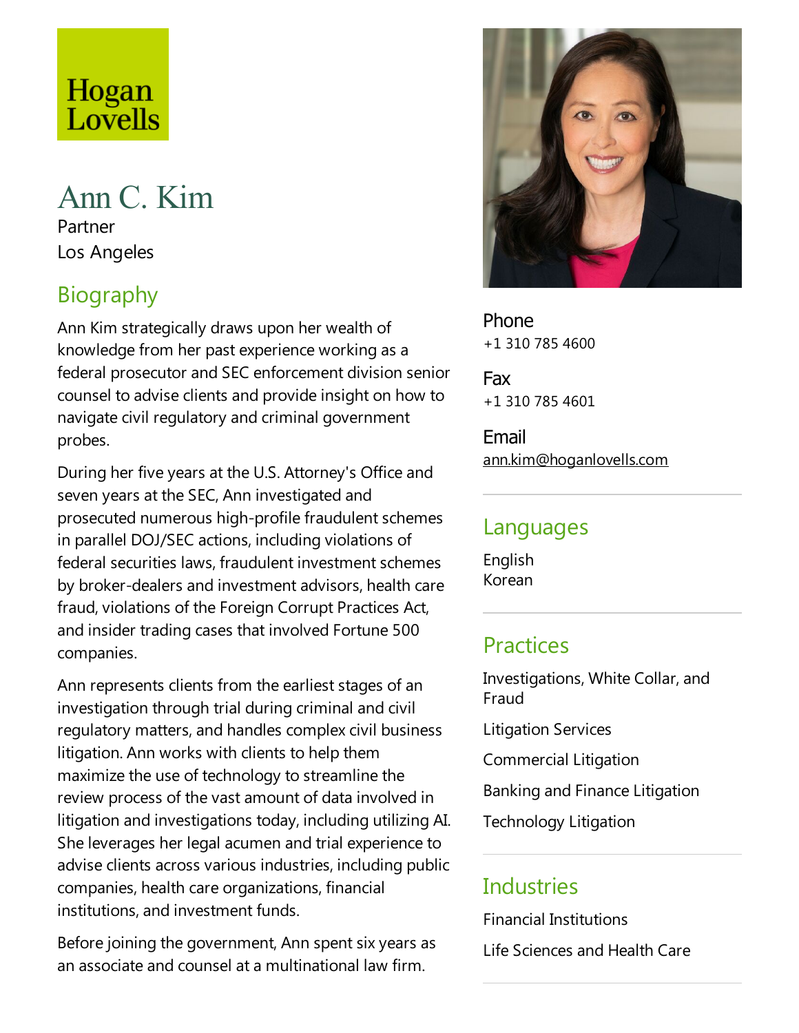Hogan Lovells

# Ann C. Kim

Partner

Los Angeles

## Biography

Ann Kim strategically draws upon her wealth of knowledge from her past experience working as a federal prosecutor and SEC enforcement division senior counsel to advise clients and provide insight on how to navigate civil regulatory and criminal government probes.

During her five years at the U.S. Attorney's Office and seven years at the SEC, Ann investigated and prosecuted numerous high-profile fraudulent schemes in parallel DOJ/SEC actions, including violations of federal securities laws, fraudulent investment schemes by broker-dealers and investment advisors, health care fraud, violations of the Foreign Corrupt Practices Act, and insider trading cases that involved Fortune 500 companies.

Ann represents clients from the earliest stages of an investigation through trial during criminal and civil regulatory matters, and handles complex civil business litigation. Ann works with clients to help them maximize the use of technology to streamline the review process of the vast amount of data involved in litigation and investigations today, including utilizing AI. She leverages her legal acumen and trial experience to advise clients across various industries, including public companies, health care organizations, financial institutions, and investment funds.

Before joining the government, Ann spent six years as an associate and counsel at a multinational law firm.

Phone
+1 310 785 4600

Fax
+1 310 785 4601

Email
ann.kim@hoganlovells.com

## Languages

English

Korean

## Practices

Investigations, White Collar, and Fraud

Litigation Services

Commercial Litigation

Banking and Finance Litigation

Technology Litigation

## Industries

Financial Institutions

Life Sciences and Health Care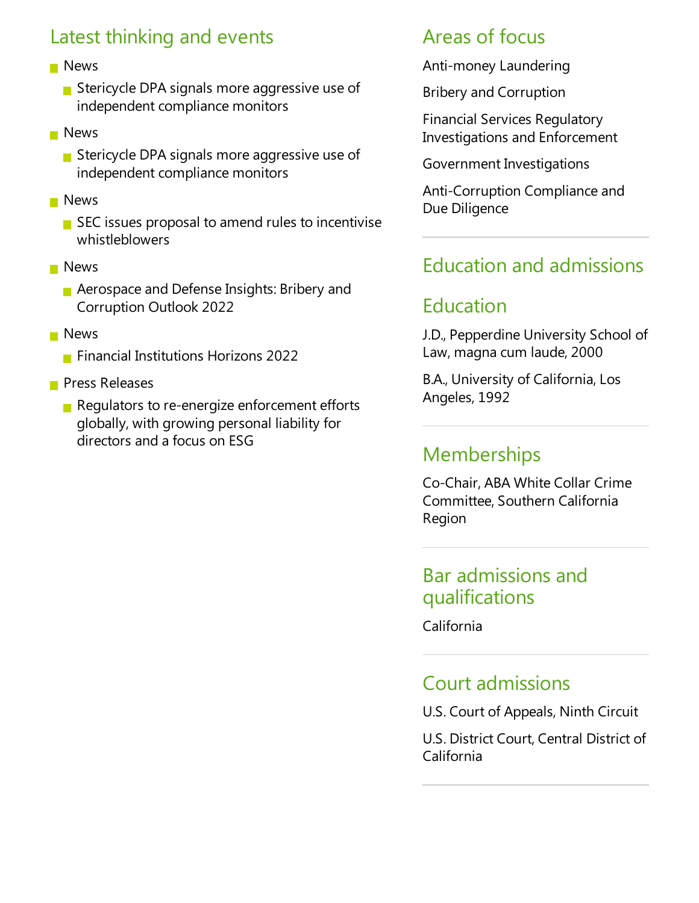## Latest thinking and events

- News
  - Stericycle DPA signals more aggressive use of independent compliance monitors
- News
  - Stericycle DPA signals more aggressive use of independent compliance monitors
- News
  - SEC issues proposal to amend rules to incentivise whistleblowers
- News
  - Aerospace and Defense Insights: Bribery and Corruption Outlook 2022
- News
  - Financial Institutions Horizons 2022
- Press Releases
  - Regulators to re-energize enforcement efforts globally, with growing personal liability for directors and a focus on ESG

## Areas of focus

Anti-money Laundering

Bribery and Corruption

Financial Services Regulatory Investigations and Enforcement

Government Investigations

Anti-Corruption Compliance and Due Diligence

## Education and admissions

## Education

J.D., Pepperdine University School of Law, magna cum laude, 2000

B.A., University of California, Los Angeles, 1992

## Memberships

Co-Chair, ABA White Collar Crime Committee, Southern California Region

## Bar admissions and qualifications

California

## Court admissions

U.S. Court of Appeals, Ninth Circuit

U.S. District Court, Central District of California